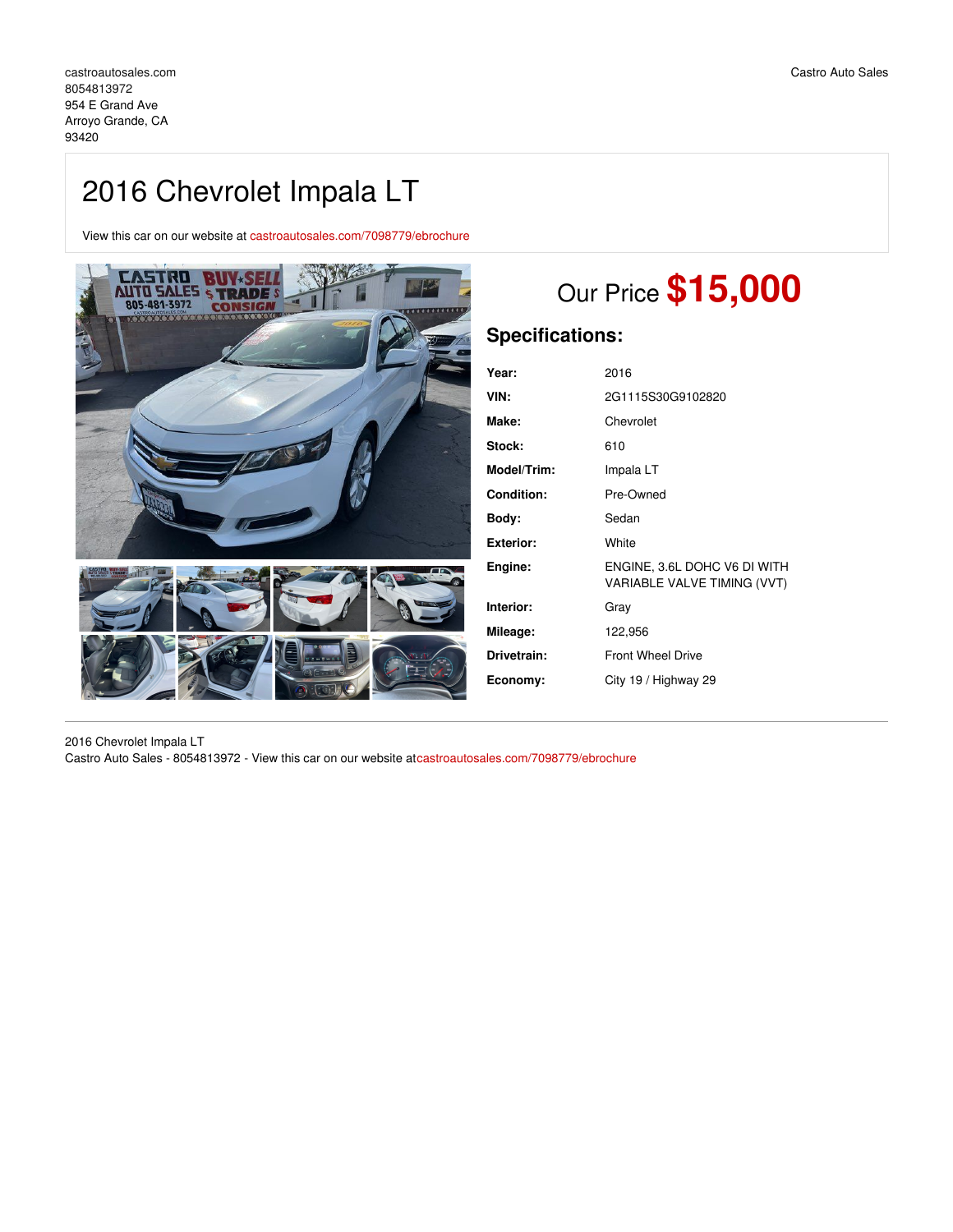castroautosales.com
8054813972
954 E Grand Ave
Arroyo Grande, CA
93420

Castro Auto Sales

# 2016 Chevrolet Impala LT

View this car on our website at castroautosales.com/7098779/ebrochure

Our Price **$15,000**

## Specifications:

| | |
|---|---|
| **Year:** | 2016 |
| **VIN:** | 2G1115S30G9102820 |
| **Make:** | Chevrolet |
| **Stock:** | 610 |
| **Model/Trim:** | Impala LT |
| **Condition:** | Pre-Owned |
| **Body:** | Sedan |
| **Exterior:** | White |
| **Engine:** | ENGINE, 3.6L DOHC V6 DI WITH VARIABLE VALVE TIMING (VVT) |
| **Interior:** | Gray |
| **Mileage:** | 122,956 |
| **Drivetrain:** | Front Wheel Drive |
| **Economy:** | City 19 / Highway 29 |

2016 Chevrolet Impala LT
Castro Auto Sales - 8054813972 - View this car on our website atcastroautosales.com/7098779/ebrochure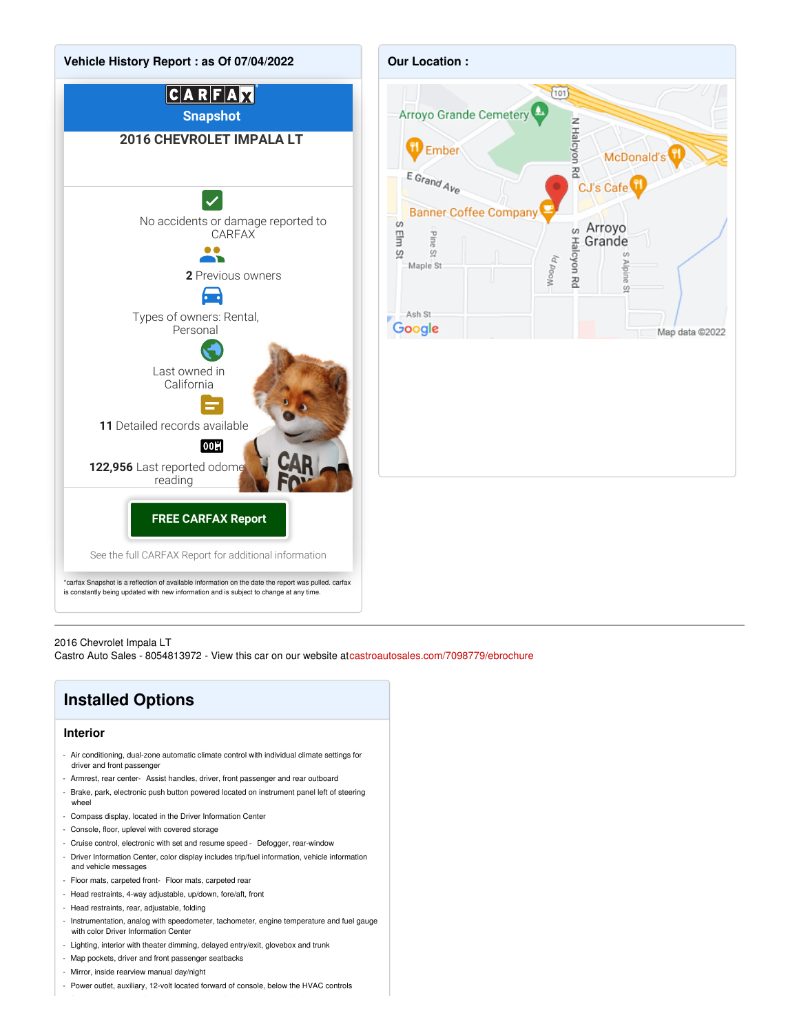## Vehicle History Report : as Of 07/04/2022

**CARFAX Snapshot**

**2016 CHEVROLET IMPALA LT**

No accidents or damage reported to CARFAX

**2** Previous owners

Types of owners: Rental, Personal

Last owned in California

**11** Detailed records available

**122,956** Last reported odometer reading

**FREE CARFAX Report**

See the full CARFAX Report for additional information

*carfax Snapshot is a reflection of available information on the date the report was pulled. carfax is constantly being updated with new information and is subject to change at any time.

## Our Location :

2016 Chevrolet Impala LT
Castro Auto Sales - 8054813972 - View this car on our website at castroautosales.com/7098779/ebrochure

## Installed Options

### Interior

- Air conditioning, dual-zone automatic climate control with individual climate settings for driver and front passenger
- Armrest, rear center- Assist handles, driver, front passenger and rear outboard
- Brake, park, electronic push button powered located on instrument panel left of steering wheel
- Compass display, located in the Driver Information Center
- Console, floor, uplevel with covered storage
- Cruise control, electronic with set and resume speed - Defogger, rear-window
- Driver Information Center, color display includes trip/fuel information, vehicle information and vehicle messages
- Floor mats, carpeted front- Floor mats, carpeted rear
- Head restraints, 4-way adjustable, up/down, fore/aft, front
- Head restraints, rear, adjustable, folding
- Instrumentation, analog with speedometer, tachometer, engine temperature and fuel gauge with color Driver Information Center
- Lighting, interior with theater dimming, delayed entry/exit, glovebox and trunk
- Map pockets, driver and front passenger seatbacks
- Mirror, inside rearview manual day/night
- Power outlet, auxiliary, 12-volt located forward of console, below the HVAC controls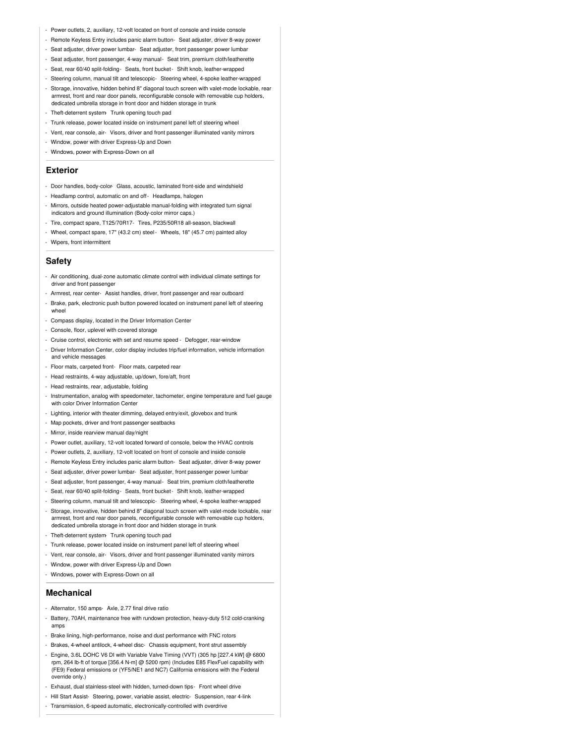- Power outlets, 2, auxiliary, 12-volt located on front of console and inside console
- Remote Keyless Entry includes panic alarm button- Seat adjuster, driver 8-way power
- Seat adjuster, driver power lumbar- Seat adjuster, front passenger power lumbar
- Seat adjuster, front passenger, 4-way manual- Seat trim, premium cloth/leatherette
- Seat, rear 60/40 split-folding- Seats, front bucket- Shift knob, leather-wrapped
- Steering column, manual tilt and telescopic- Steering wheel, 4-spoke leather-wrapped
- Storage, innovative, hidden behind 8" diagonal touch screen with valet-mode lockable, rear armrest, front and rear door panels, reconfigurable console with removable cup holders, dedicated umbrella storage in front door and hidden storage in trunk
- Theft-deterrent system- Trunk opening touch pad
- Trunk release, power located inside on instrument panel left of steering wheel
- Vent, rear console, air- Visors, driver and front passenger illuminated vanity mirrors
- Window, power with driver Express-Up and Down
- Windows, power with Express-Down on all

## Exterior

- Door handles, body-color- Glass, acoustic, laminated front-side and windshield
- Headlamp control, automatic on and off- Headlamps, halogen
- Mirrors, outside heated power-adjustable manual-folding with integrated turn signal indicators and ground illumination (Body-color mirror caps.)
- Tire, compact spare, T125/70R17- Tires, P235/50R18 all-season, blackwall
- Wheel, compact spare, 17" (43.2 cm) steel- Wheels, 18" (45.7 cm) painted alloy
- Wipers, front intermittent

## Safety

- Air conditioning, dual-zone automatic climate control with individual climate settings for driver and front passenger
- Armrest, rear center- Assist handles, driver, front passenger and rear outboard
- Brake, park, electronic push button powered located on instrument panel left of steering wheel
- Compass display, located in the Driver Information Center
- Console, floor, uplevel with covered storage
- Cruise control, electronic with set and resume speed- Defogger, rear-window
- Driver Information Center, color display includes trip/fuel information, vehicle information and vehicle messages
- Floor mats, carpeted front- Floor mats, carpeted rear
- Head restraints, 4-way adjustable, up/down, fore/aft, front
- Head restraints, rear, adjustable, folding
- Instrumentation, analog with speedometer, tachometer, engine temperature and fuel gauge with color Driver Information Center
- Lighting, interior with theater dimming, delayed entry/exit, glovebox and trunk
- Map pockets, driver and front passenger seatbacks
- Mirror, inside rearview manual day/night
- Power outlet, auxiliary, 12-volt located forward of console, below the HVAC controls
- Power outlets, 2, auxiliary, 12-volt located on front of console and inside console
- Remote Keyless Entry includes panic alarm button- Seat adjuster, driver 8-way power
- Seat adjuster, driver power lumbar- Seat adjuster, front passenger power lumbar
- Seat adjuster, front passenger, 4-way manual- Seat trim, premium cloth/leatherette
- Seat, rear 60/40 split-folding- Seats, front bucket- Shift knob, leather-wrapped
- Steering column, manual tilt and telescopic- Steering wheel, 4-spoke leather-wrapped
- Storage, innovative, hidden behind 8" diagonal touch screen with valet-mode lockable, rear armrest, front and rear door panels, reconfigurable console with removable cup holders, dedicated umbrella storage in front door and hidden storage in trunk
- Theft-deterrent system- Trunk opening touch pad
- Trunk release, power located inside on instrument panel left of steering wheel
- Vent, rear console, air- Visors, driver and front passenger illuminated vanity mirrors
- Window, power with driver Express-Up and Down
- Windows, power with Express-Down on all

## Mechanical

- Alternator, 150 amps- Axle, 2.77 final drive ratio
- Battery, 70AH, maintenance free with rundown protection, heavy-duty 512 cold-cranking amps
- Brake lining, high-performance, noise and dust performance with FNC rotors
- Brakes, 4-wheel antilock, 4-wheel disc- Chassis equipment, front strut assembly
- Engine, 3.6L DOHC V6 DI with Variable Valve Timing (VVT) (305 hp [227.4 kW] @ 6800 rpm, 264 lb-ft of torque [356.4 N-m] @ 5200 rpm) (Includes E85 FlexFuel capability with (FE9) Federal emissions or (YF5/NE1 and NC7) California emissions with the Federal override only.)
- Exhaust, dual stainless-steel with hidden, turned-down tips- Front wheel drive
- Hill Start Assist- Steering, power, variable assist, electric- Suspension, rear 4-link
- Transmission, 6-speed automatic, electronically-controlled with overdrive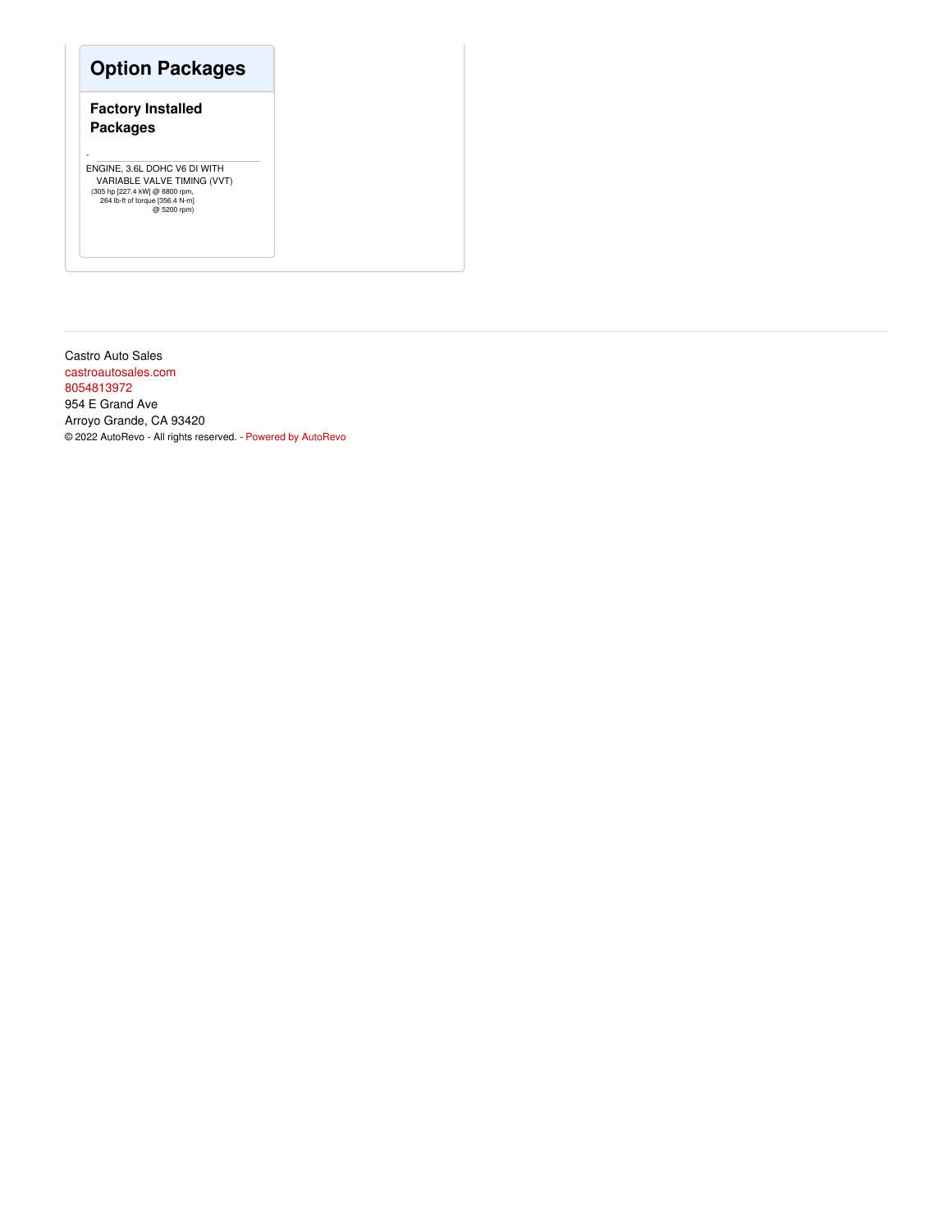## Option Packages

### Factory Installed Packages

-

ENGINE, 3.6L DOHC V6 DI WITH VARIABLE VALVE TIMING (VVT)
(305 hp [227.4 kW] @ 6800 rpm, 264 lb-ft of torque [356.4 N-m] @ 5200 rpm)

---

Castro Auto Sales
castroautosales.com
8054813972
954 E Grand Ave
Arroyo Grande, CA 93420
© 2022 AutoRevo - All rights reserved. - Powered by AutoRevo